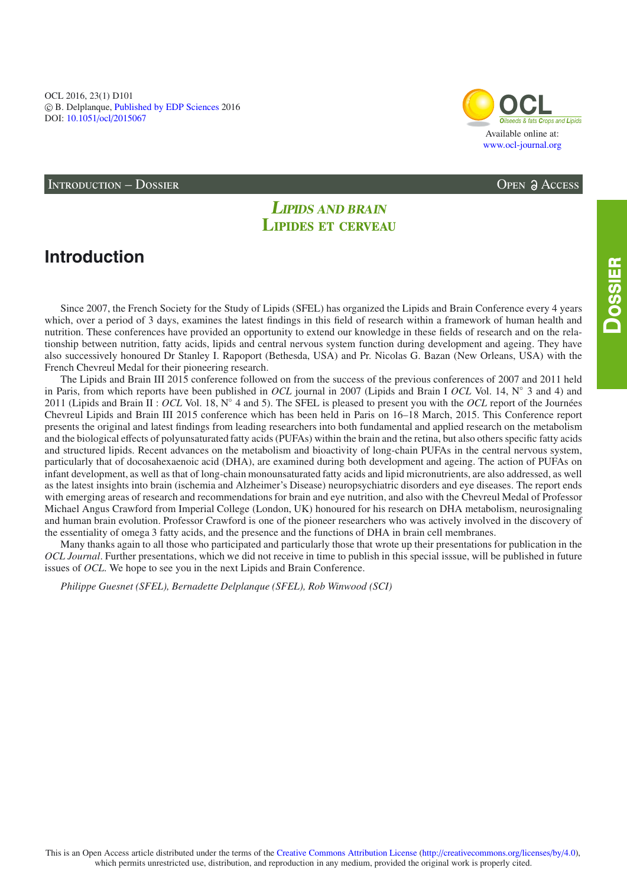INTRODUCTION – DOSSIER

OPEN ACCESS

# *LIPIDS AND BRAIN*
# LIPIDES ET CERVEAU

## Introduction

Since 2007, the French Society for the Study of Lipids (SFEL) has organized the Lipids and Brain Conference every 4 years which, over a period of 3 days, examines the latest findings in this field of research within a framework of human health and nutrition. These conferences have provided an opportunity to extend our knowledge in these fields of research and on the relationship between nutrition, fatty acids, lipids and central nervous system function during development and ageing. They have also successively honoured Dr Stanley I. Rapoport (Bethesda, USA) and Pr. Nicolas G. Bazan (New Orleans, USA) with the French Chevreul Medal for their pioneering research.

The Lipids and Brain III 2015 conference followed on from the success of the previous conferences of 2007 and 2011 held in Paris, from which reports have been published in *OCL* journal in 2007 (Lipids and Brain I *OCL* Vol. 14, N° 3 and 4) and 2011 (Lipids and Brain II : *OCL* Vol. 18, N° 4 and 5). The SFEL is pleased to present you with the *OCL* report of the Journées Chevreul Lipids and Brain III 2015 conference which has been held in Paris on 16–18 March, 2015. This Conference report presents the original and latest findings from leading researchers into both fundamental and applied research on the metabolism and the biological effects of polyunsaturated fatty acids (PUFAs) within the brain and the retina, but also others specific fatty acids and structured lipids. Recent advances on the metabolism and bioactivity of long-chain PUFAs in the central nervous system, particularly that of docosahexaenoic acid (DHA), are examined during both development and ageing. The action of PUFAs on infant development, as well as that of long-chain monounsaturated fatty acids and lipid micronutrients, are also addressed, as well as the latest insights into brain (ischemia and Alzheimer's Disease) neuropsychiatric disorders and eye diseases. The report ends with emerging areas of research and recommendations for brain and eye nutrition, and also with the Chevreul Medal of Professor Michael Angus Crawford from Imperial College (London, UK) honoured for his research on DHA metabolism, neurosignaling and human brain evolution. Professor Crawford is one of the pioneer researchers who was actively involved in the discovery of the essentiality of omega 3 fatty acids, and the presence and the functions of DHA in brain cell membranes.

Many thanks again to all those who participated and particularly those that wrote up their presentations for publication in the *OCL Journal*. Further presentations, which we did not receive in time to publish in this special isssue, will be published in future issues of *OCL*. We hope to see you in the next Lipids and Brain Conference.

*Philippe Guesnet (SFEL), Bernadette Delplanque (SFEL), Rob Winwood (SCI)*

This is an Open Access article distributed under the terms of the Creative Commons Attribution License (http://creativecommons.org/licenses/by/4.0), which permits unrestricted use, distribution, and reproduction in any medium, provided the original work is properly cited.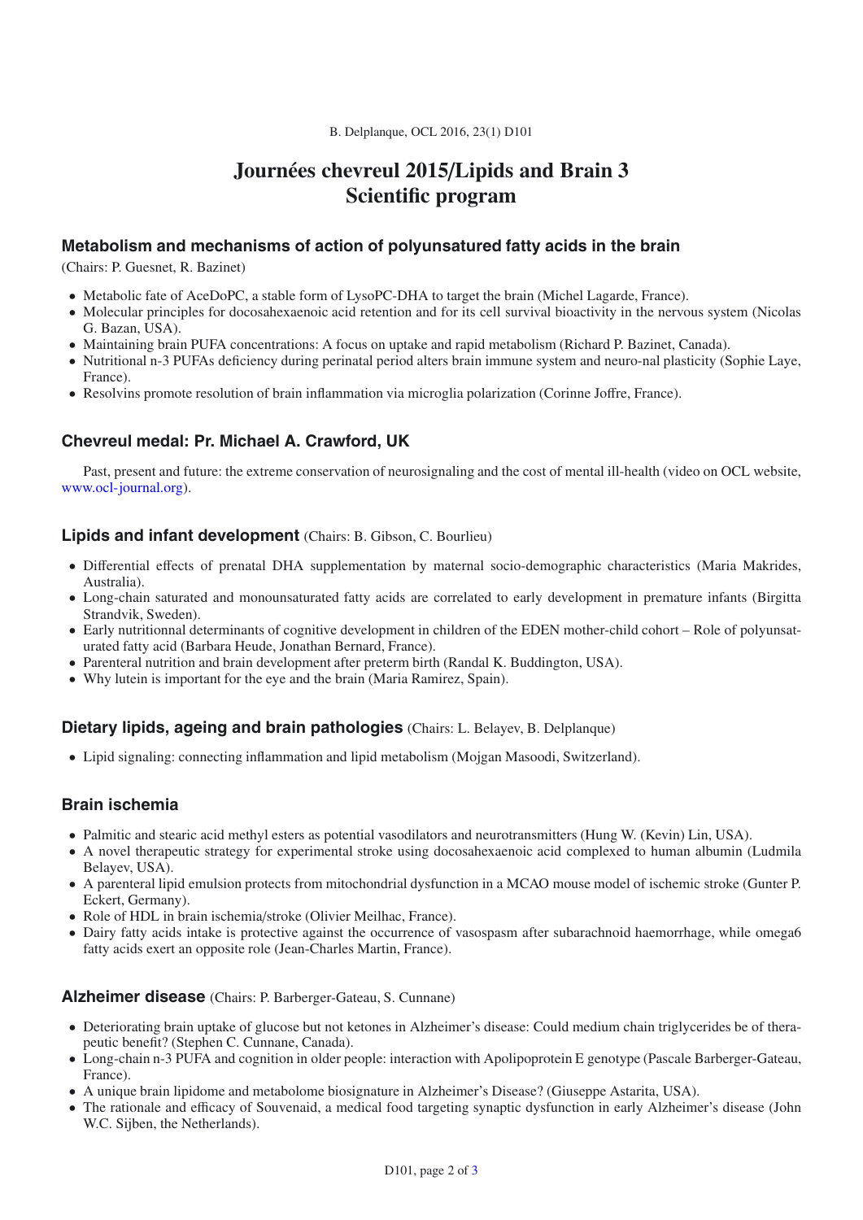# Journées chevreul 2015/Lipids and Brain 3
# Scientific program

## Metabolism and mechanisms of action of polyunsatured fatty acids in the brain

(Chairs: P. Guesnet, R. Bazinet)

- Metabolic fate of AceDoPC, a stable form of LysoPC-DHA to target the brain (Michel Lagarde, France).
- Molecular principles for docosahexaenoic acid retention and for its cell survival bioactivity in the nervous system (Nicolas G. Bazan, USA).
- Maintaining brain PUFA concentrations: A focus on uptake and rapid metabolism (Richard P. Bazinet, Canada).
- Nutritional n-3 PUFAs deficiency during perinatal period alters brain immune system and neuro-nal plasticity (Sophie Laye, France).
- Resolvins promote resolution of brain inflammation via microglia polarization (Corinne Joffre, France).

## Chevreul medal: Pr. Michael A. Crawford, UK

Past, present and future: the extreme conservation of neurosignaling and the cost of mental ill-health (video on OCL website, www.ocl-journal.org).

## Lipids and infant development (Chairs: B. Gibson, C. Bourlieu)

- Differential effects of prenatal DHA supplementation by maternal socio-demographic characteristics (Maria Makrides, Australia).
- Long-chain saturated and monounsaturated fatty acids are correlated to early development in premature infants (Birgitta Strandvik, Sweden).
- Early nutritionnal determinants of cognitive development in children of the EDEN mother-child cohort – Role of polyunsaturated fatty acid (Barbara Heude, Jonathan Bernard, France).
- Parenteral nutrition and brain development after preterm birth (Randal K. Buddington, USA).
- Why lutein is important for the eye and the brain (Maria Ramirez, Spain).

## Dietary lipids, ageing and brain pathologies (Chairs: L. Belayev, B. Delplanque)

- Lipid signaling: connecting inflammation and lipid metabolism (Mojgan Masoodi, Switzerland).

## Brain ischemia

- Palmitic and stearic acid methyl esters as potential vasodilators and neurotransmitters (Hung W. (Kevin) Lin, USA).
- A novel therapeutic strategy for experimental stroke using docosahexaenoic acid complexed to human albumin (Ludmila Belayev, USA).
- A parenteral lipid emulsion protects from mitochondrial dysfunction in a MCAO mouse model of ischemic stroke (Gunter P. Eckert, Germany).
- Role of HDL in brain ischemia/stroke (Olivier Meilhac, France).
- Dairy fatty acids intake is protective against the occurrence of vasospasm after subarachnoid haemorrhage, while omega6 fatty acids exert an opposite role (Jean-Charles Martin, France).

## Alzheimer disease (Chairs: P. Barberger-Gateau, S. Cunnane)

- Deteriorating brain uptake of glucose but not ketones in Alzheimer's disease: Could medium chain triglycerides be of therapeutic benefit? (Stephen C. Cunnane, Canada).
- Long-chain n-3 PUFA and cognition in older people: interaction with Apolipoprotein E genotype (Pascale Barberger-Gateau, France).
- A unique brain lipidome and metabolome biosignature in Alzheimer's Disease? (Giuseppe Astarita, USA).
- The rationale and efficacy of Souvenaid, a medical food targeting synaptic dysfunction in early Alzheimer's disease (John W.C. Sijben, the Netherlands).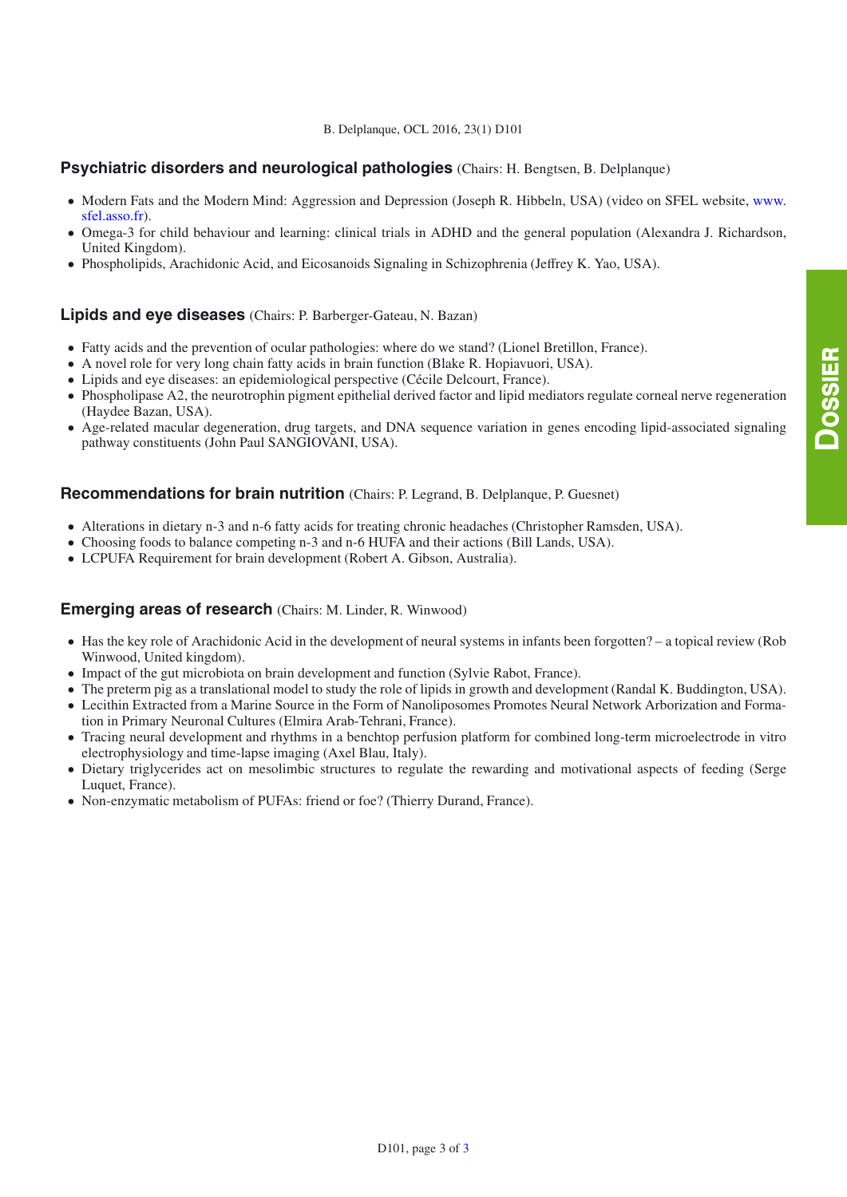## Psychiatric disorders and neurological pathologies (Chairs: H. Bengtsen, B. Delplanque)

- Modern Fats and the Modern Mind: Aggression and Depression (Joseph R. Hibbeln, USA) (video on SFEL website, www.sfel.asso.fr).
- Omega-3 for child behaviour and learning: clinical trials in ADHD and the general population (Alexandra J. Richardson, United Kingdom).
- Phospholipids, Arachidonic Acid, and Eicosanoids Signaling in Schizophrenia (Jeffrey K. Yao, USA).

## Lipids and eye diseases (Chairs: P. Barberger-Gateau, N. Bazan)

- Fatty acids and the prevention of ocular pathologies: where do we stand? (Lionel Bretillon, France).
- A novel role for very long chain fatty acids in brain function (Blake R. Hopiavuori, USA).
- Lipids and eye diseases: an epidemiological perspective (Cécile Delcourt, France).
- Phospholipase A2, the neurotrophin pigment epithelial derived factor and lipid mediators regulate corneal nerve regeneration (Haydee Bazan, USA).
- Age-related macular degeneration, drug targets, and DNA sequence variation in genes encoding lipid-associated signaling pathway constituents (John Paul SANGIOVANI, USA).

## Recommendations for brain nutrition (Chairs: P. Legrand, B. Delplanque, P. Guesnet)

- Alterations in dietary n-3 and n-6 fatty acids for treating chronic headaches (Christopher Ramsden, USA).
- Choosing foods to balance competing n-3 and n-6 HUFA and their actions (Bill Lands, USA).
- LCPUFA Requirement for brain development (Robert A. Gibson, Australia).

## Emerging areas of research (Chairs: M. Linder, R. Winwood)

- Has the key role of Arachidonic Acid in the development of neural systems in infants been forgotten? – a topical review (Rob Winwood, United kingdom).
- Impact of the gut microbiota on brain development and function (Sylvie Rabot, France).
- The preterm pig as a translational model to study the role of lipids in growth and development (Randal K. Buddington, USA).
- Lecithin Extracted from a Marine Source in the Form of Nanoliposomes Promotes Neural Network Arborization and Formation in Primary Neuronal Cultures (Elmira Arab-Tehrani, France).
- Tracing neural development and rhythms in a benchtop perfusion platform for combined long-term microelectrode in vitro electrophysiology and time-lapse imaging (Axel Blau, Italy).
- Dietary triglycerides act on mesolimbic structures to regulate the rewarding and motivational aspects of feeding (Serge Luquet, France).
- Non-enzymatic metabolism of PUFAs: friend or foe? (Thierry Durand, France).